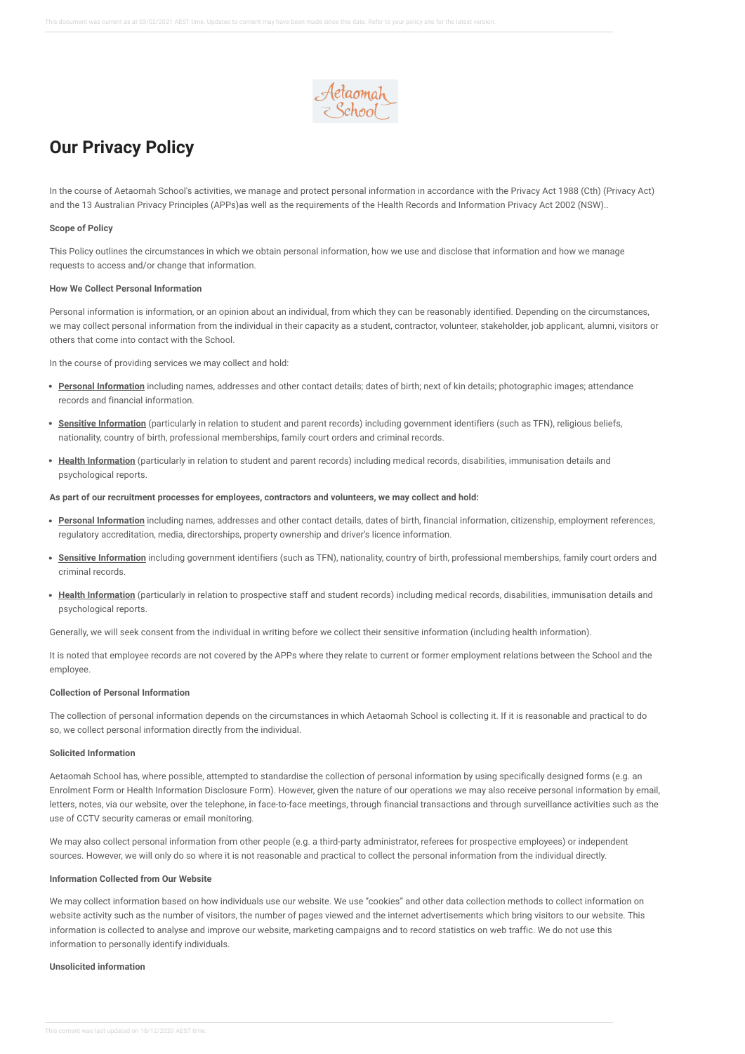# Our Privacy Policy

In the course of Aetaomah School's activities, we manage and protect personal information in accordance with the Privacy Act 1988 (Cth) (Privacy Act) and the 13 Australian Privacy Principles (APPs)as well as the requirements of the Health Records and Information Privacy Act 2002 (NSW)..

**Scope of Policy**

This Policy outlines the circumstances in which we obtain personal information, how we use and disclose that information and how we manage requests to access and/or change that information.

**How We Collect Personal Information**

Personal information is information, or an opinion about an individual, from which they can be reasonably identified. Depending on the circumstances, we may collect personal information from the individual in their capacity as a student, contractor, volunteer, stakeholder, job applicant, alumni, visitors or others that come into contact with the School.

In the course of providing services we may collect and hold:

- **Personal Information** including names, addresses and other contact details; dates of birth; next of kin details; photographic images; attendance records and financial information.
- **Sensitive Information** (particularly in relation to student and parent records) including government identifiers (such as TFN), religious beliefs, nationality, country of birth, professional memberships, family court orders and criminal records.
- **Health Information** (particularly in relation to student and parent records) including medical records, disabilities, immunisation details and psychological reports.

**As part of our recruitment processes for employees, contractors and volunteers, we may collect and hold:**

- **Personal Information** including names, addresses and other contact details, dates of birth, financial information, citizenship, employment references, regulatory accreditation, media, directorships, property ownership and driver's licence information.
- **Sensitive Information** including government identifiers (such as TFN), nationality, country of birth, professional memberships, family court orders and criminal records.
- **Health Information** (particularly in relation to prospective staff and student records) including medical records, disabilities, immunisation details and psychological reports.

Generally, we will seek consent from the individual in writing before we collect their sensitive information (including health information).

It is noted that employee records are not covered by the APPs where they relate to current or former employment relations between the School and the employee.

**Collection of Personal Information**

The collection of personal information depends on the circumstances in which Aetaomah School is collecting it. If it is reasonable and practical to do so, we collect personal information directly from the individual.

**Solicited Information**

Aetaomah School has, where possible, attempted to standardise the collection of personal information by using specifically designed forms (e.g. an Enrolment Form or Health Information Disclosure Form). However, given the nature of our operations we may also receive personal information by email, letters, notes, via our website, over the telephone, in face-to-face meetings, through financial transactions and through surveillance activities such as the use of CCTV security cameras or email monitoring.

We may also collect personal information from other people (e.g. a third-party administrator, referees for prospective employees) or independent sources. However, we will only do so where it is not reasonable and practical to collect the personal information from the individual directly.

**Information Collected from Our Website**

We may collect information based on how individuals use our website. We use "cookies" and other data collection methods to collect information on website activity such as the number of visitors, the number of pages viewed and the internet advertisements which bring visitors to our website. This information is collected to analyse and improve our website, marketing campaigns and to record statistics on web traffic. We do not use this information to personally identify individuals.

**Unsolicited information**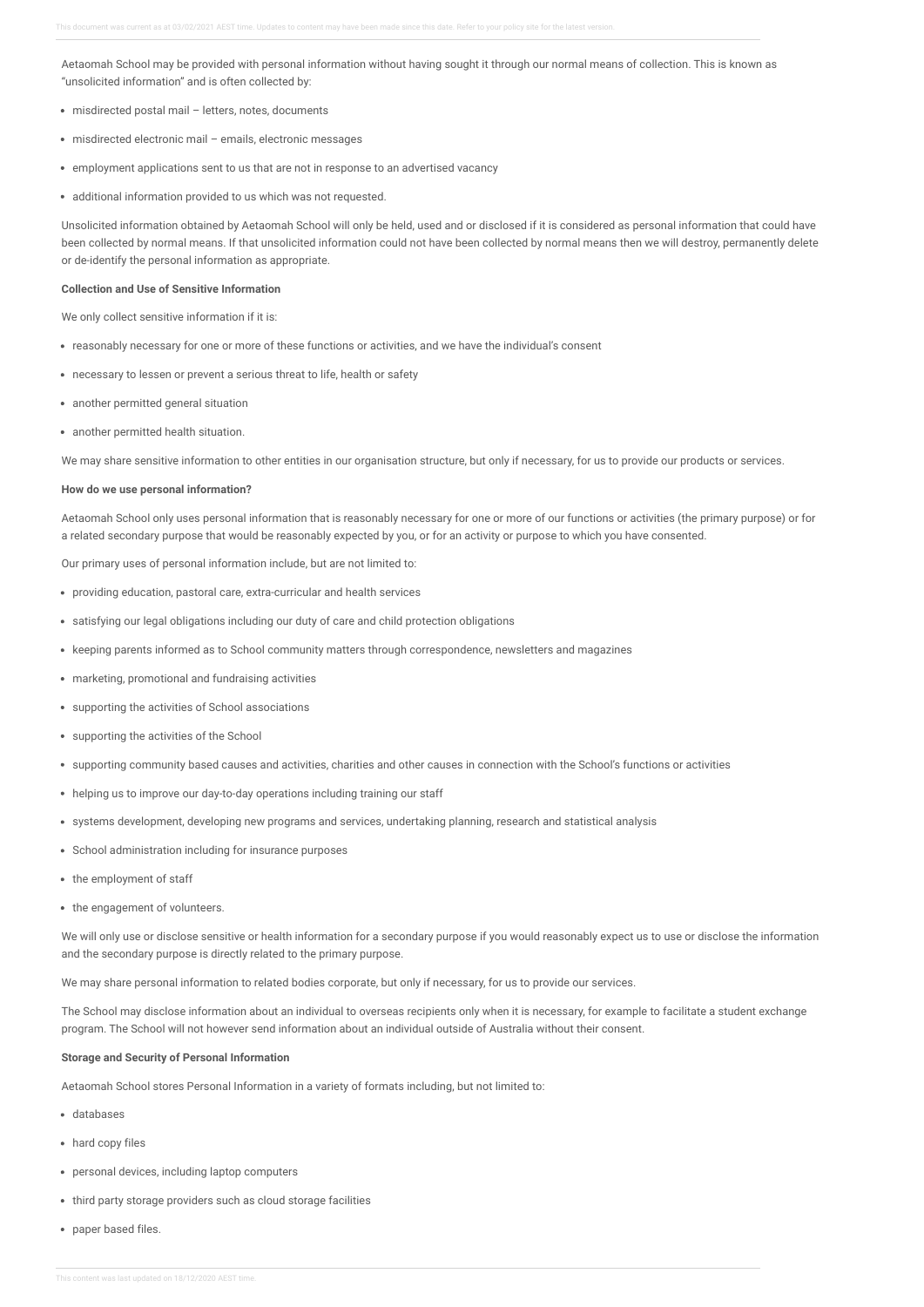Aetaomah School may be provided with personal information without having sought it through our normal means of collection. This is known as "unsolicited information" and is often collected by:

- misdirected postal mail – letters, notes, documents
- misdirected electronic mail – emails, electronic messages
- employment applications sent to us that are not in response to an advertised vacancy
- additional information provided to us which was not requested.

Unsolicited information obtained by Aetaomah School will only be held, used and or disclosed if it is considered as personal information that could have been collected by normal means. If that unsolicited information could not have been collected by normal means then we will destroy, permanently delete or de-identify the personal information as appropriate.

**Collection and Use of Sensitive Information**

We only collect sensitive information if it is:

- reasonably necessary for one or more of these functions or activities, and we have the individual's consent
- necessary to lessen or prevent a serious threat to life, health or safety
- another permitted general situation
- another permitted health situation.

We may share sensitive information to other entities in our organisation structure, but only if necessary, for us to provide our products or services.

**How do we use personal information?**

Aetaomah School only uses personal information that is reasonably necessary for one or more of our functions or activities (the primary purpose) or for a related secondary purpose that would be reasonably expected by you, or for an activity or purpose to which you have consented.

Our primary uses of personal information include, but are not limited to:

- providing education, pastoral care, extra-curricular and health services
- satisfying our legal obligations including our duty of care and child protection obligations
- keeping parents informed as to School community matters through correspondence, newsletters and magazines
- marketing, promotional and fundraising activities
- supporting the activities of School associations
- supporting the activities of the School
- supporting community based causes and activities, charities and other causes in connection with the School's functions or activities
- helping us to improve our day-to-day operations including training our staff
- systems development, developing new programs and services, undertaking planning, research and statistical analysis
- School administration including for insurance purposes
- the employment of staff
- the engagement of volunteers.

We will only use or disclose sensitive or health information for a secondary purpose if you would reasonably expect us to use or disclose the information and the secondary purpose is directly related to the primary purpose.

We may share personal information to related bodies corporate, but only if necessary, for us to provide our services.

The School may disclose information about an individual to overseas recipients only when it is necessary, for example to facilitate a student exchange program. The School will not however send information about an individual outside of Australia without their consent.

**Storage and Security of Personal Information**

Aetaomah School stores Personal Information in a variety of formats including, but not limited to:

- databases
- hard copy files
- personal devices, including laptop computers
- third party storage providers such as cloud storage facilities
- paper based files.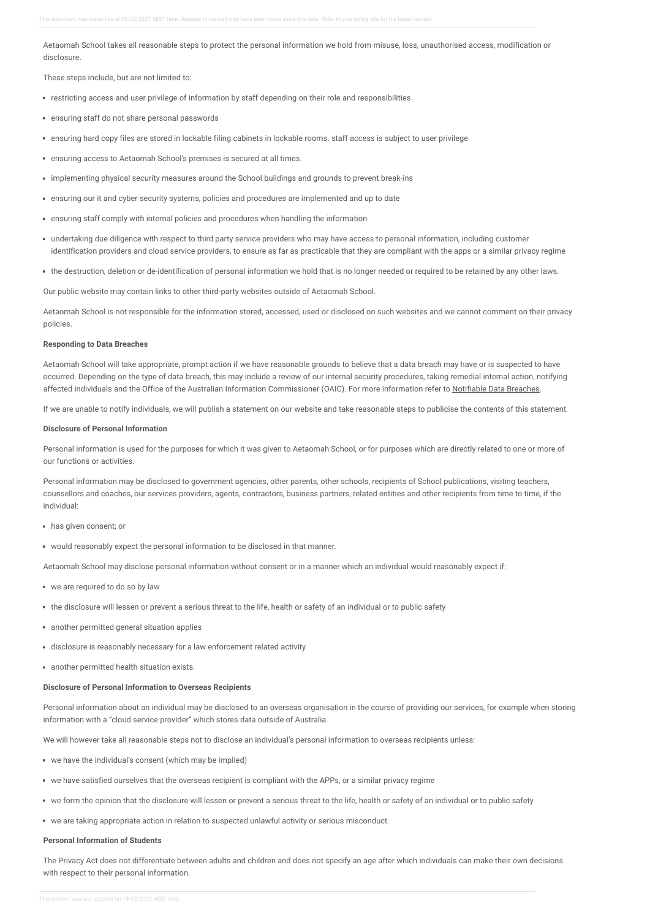Aetaomah School takes all reasonable steps to protect the personal information we hold from misuse, loss, unauthorised access, modification or disclosure.

These steps include, but are not limited to:

- restricting access and user privilege of information by staff depending on their role and responsibilities
- ensuring staff do not share personal passwords
- ensuring hard copy files are stored in lockable filing cabinets in lockable rooms. staff access is subject to user privilege
- ensuring access to Aetaomah School's premises is secured at all times.
- implementing physical security measures around the School buildings and grounds to prevent break-ins
- ensuring our it and cyber security systems, policies and procedures are implemented and up to date
- ensuring staff comply with internal policies and procedures when handling the information
- undertaking due diligence with respect to third party service providers who may have access to personal information, including customer identification providers and cloud service providers, to ensure as far as practicable that they are compliant with the apps or a similar privacy regime
- the destruction, deletion or de-identification of personal information we hold that is no longer needed or required to be retained by any other laws.

Our public website may contain links to other third-party websites outside of Aetaomah School.

Aetaomah School is not responsible for the information stored, accessed, used or disclosed on such websites and we cannot comment on their privacy policies.

**Responding to Data Breaches**

Aetaomah School will take appropriate, prompt action if we have reasonable grounds to believe that a data breach may have or is suspected to have occurred. Depending on the type of data breach, this may include a review of our internal security procedures, taking remedial internal action, notifying affected individuals and the Office of the Australian Information Commissioner (OAIC). For more information refer to Notifiable Data Breaches.

If we are unable to notify individuals, we will publish a statement on our website and take reasonable steps to publicise the contents of this statement.

**Disclosure of Personal Information**

Personal information is used for the purposes for which it was given to Aetaomah School, or for purposes which are directly related to one or more of our functions or activities.

Personal information may be disclosed to government agencies, other parents, other schools, recipients of School publications, visiting teachers, counsellors and coaches, our services providers, agents, contractors, business partners, related entities and other recipients from time to time, if the individual:

- has given consent; or
- would reasonably expect the personal information to be disclosed in that manner.

Aetaomah School may disclose personal information without consent or in a manner which an individual would reasonably expect if:

- we are required to do so by law
- the disclosure will lessen or prevent a serious threat to the life, health or safety of an individual or to public safety
- another permitted general situation applies
- disclosure is reasonably necessary for a law enforcement related activity
- another permitted health situation exists.

**Disclosure of Personal Information to Overseas Recipients**

Personal information about an individual may be disclosed to an overseas organisation in the course of providing our services, for example when storing information with a "cloud service provider" which stores data outside of Australia.

We will however take all reasonable steps not to disclose an individual's personal information to overseas recipients unless:

- we have the individual's consent (which may be implied)
- we have satisfied ourselves that the overseas recipient is compliant with the APPs, or a similar privacy regime
- we form the opinion that the disclosure will lessen or prevent a serious threat to the life, health or safety of an individual or to public safety
- we are taking appropriate action in relation to suspected unlawful activity or serious misconduct.

**Personal Information of Students**

The Privacy Act does not differentiate between adults and children and does not specify an age after which individuals can make their own decisions with respect to their personal information.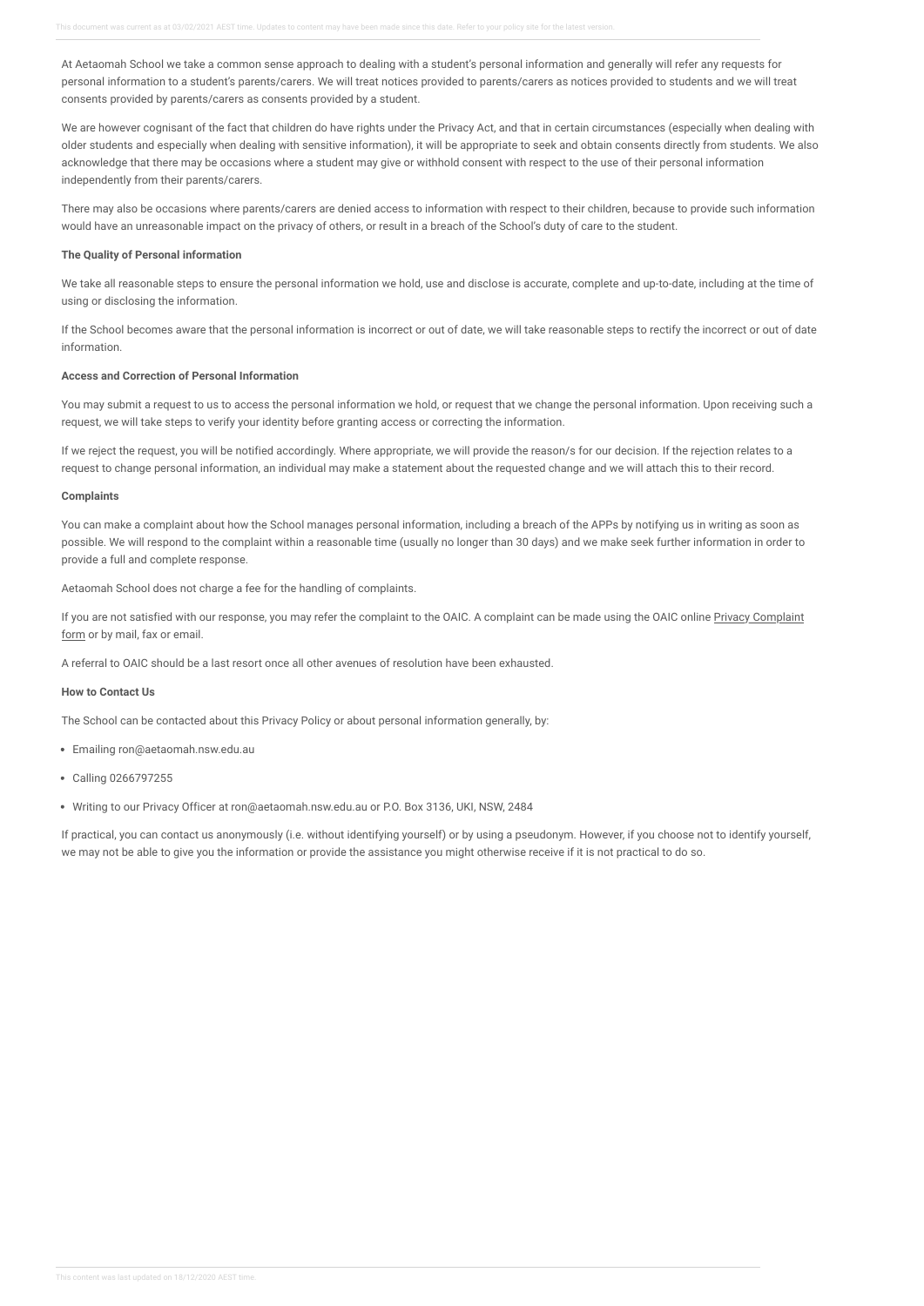At Aetaomah School we take a common sense approach to dealing with a student's personal information and generally will refer any requests for personal information to a student's parents/carers. We will treat notices provided to parents/carers as notices provided to students and we will treat consents provided by parents/carers as consents provided by a student.

We are however cognisant of the fact that children do have rights under the Privacy Act, and that in certain circumstances (especially when dealing with older students and especially when dealing with sensitive information), it will be appropriate to seek and obtain consents directly from students. We also acknowledge that there may be occasions where a student may give or withhold consent with respect to the use of their personal information independently from their parents/carers.

There may also be occasions where parents/carers are denied access to information with respect to their children, because to provide such information would have an unreasonable impact on the privacy of others, or result in a breach of the School's duty of care to the student.

**The Quality of Personal information**

We take all reasonable steps to ensure the personal information we hold, use and disclose is accurate, complete and up-to-date, including at the time of using or disclosing the information.

If the School becomes aware that the personal information is incorrect or out of date, we will take reasonable steps to rectify the incorrect or out of date information.

**Access and Correction of Personal Information**

You may submit a request to us to access the personal information we hold, or request that we change the personal information. Upon receiving such a request, we will take steps to verify your identity before granting access or correcting the information.

If we reject the request, you will be notified accordingly. Where appropriate, we will provide the reason/s for our decision. If the rejection relates to a request to change personal information, an individual may make a statement about the requested change and we will attach this to their record.

**Complaints**

You can make a complaint about how the School manages personal information, including a breach of the APPs by notifying us in writing as soon as possible. We will respond to the complaint within a reasonable time (usually no longer than 30 days) and we make seek further information in order to provide a full and complete response.

Aetaomah School does not charge a fee for the handling of complaints.

If you are not satisfied with our response, you may refer the complaint to the OAIC. A complaint can be made using the OAIC online Privacy Complaint form or by mail, fax or email.

A referral to OAIC should be a last resort once all other avenues of resolution have been exhausted.

**How to Contact Us**

The School can be contacted about this Privacy Policy or about personal information generally, by:

- Emailing ron@aetaomah.nsw.edu.au
- Calling 0266797255
- Writing to our Privacy Officer at ron@aetaomah.nsw.edu.au or P.O. Box 3136, UKI, NSW, 2484

If practical, you can contact us anonymously (i.e. without identifying yourself) or by using a pseudonym. However, if you choose not to identify yourself, we may not be able to give you the information or provide the assistance you might otherwise receive if it is not practical to do so.